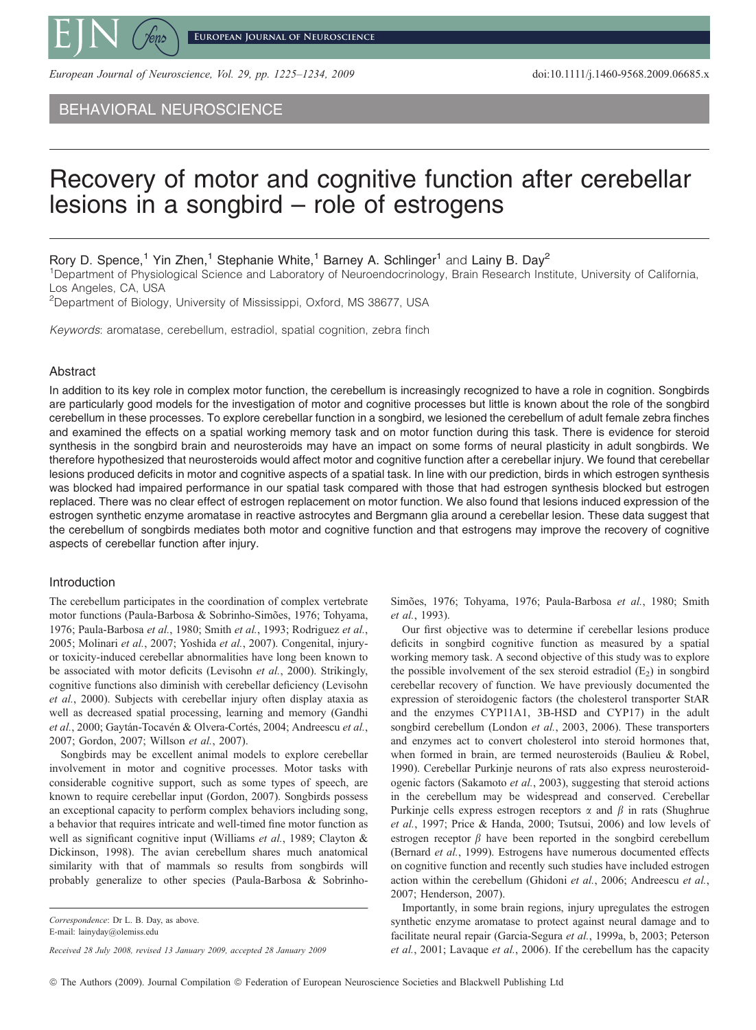BEHAVIORAL NEUROSCIENCE

# Recovery of motor and cognitive function after cerebellar lesions in a songbird – role of estrogens

Rory D. Spence,[1] Yin Zhen,[1] Stephanie White,[1] Barney A. Schlinger[1] and Lainy B. Day[2]

[1]Department of Physiological Science and Laboratory of Neuroendocrinology, Brain Research Institute, University of California, Los Angeles, CA, USA

[2]Department of Biology, University of Mississippi, Oxford, MS 38677, USA

*Keywords*: aromatase, cerebellum, estradiol, spatial cognition, zebra finch

## Abstract

In addition to its key role in complex motor function, the cerebellum is increasingly recognized to have a role in cognition. Songbirds are particularly good models for the investigation of motor and cognitive processes but little is known about the role of the songbird cerebellum in these processes. To explore cerebellar function in a songbird, we lesioned the cerebellum of adult female zebra finches and examined the effects on a spatial working memory task and on motor function during this task. There is evidence for steroid synthesis in the songbird brain and neurosteroids may have an impact on some forms of neural plasticity in adult songbirds. We therefore hypothesized that neurosteroids would affect motor and cognitive function after a cerebellar injury. We found that cerebellar lesions produced deficits in motor and cognitive aspects of a spatial task. In line with our prediction, birds in which estrogen synthesis was blocked had impaired performance in our spatial task compared with those that had estrogen synthesis blocked but estrogen replaced. There was no clear effect of estrogen replacement on motor function. We also found that lesions induced expression of the estrogen synthetic enzyme aromatase in reactive astrocytes and Bergmann glia around a cerebellar lesion. These data suggest that the cerebellum of songbirds mediates both motor and cognitive function and that estrogens may improve the recovery of cognitive aspects of cerebellar function after injury.

## Introduction

The cerebellum participates in the coordination of complex vertebrate motor functions (Paula-Barbosa & Sobrinho-Simões, 1976; Tohyama, 1976; Paula-Barbosa *et al.*, 1980; Smith *et al.*, 1993; Rodriguez *et al.*, 2005; Molinari *et al.*, 2007; Yoshida *et al.*, 2007). Congenital, injury- or toxicity-induced cerebellar abnormalities have long been known to be associated with motor deficits (Levisohn *et al.*, 2000). Strikingly, cognitive functions also diminish with cerebellar deficiency (Levisohn *et al.*, 2000). Subjects with cerebellar injury often display ataxia as well as decreased spatial processing, learning and memory (Gandhi *et al.*, 2000; Gaytán-Tocavén & Olvera-Cortés, 2004; Andreescu *et al.*, 2007; Gordon, 2007; Willson *et al.*, 2007).

Songbirds may be excellent animal models to explore cerebellar involvement in motor and cognitive processes. Motor tasks with considerable cognitive support, such as some types of speech, are known to require cerebellar input (Gordon, 2007). Songbirds possess an exceptional capacity to perform complex behaviors including song, a behavior that requires intricate and well-timed fine motor function as well as significant cognitive input (Williams *et al.*, 1989; Clayton & Dickinson, 1998). The avian cerebellum shares much anatomical similarity with that of mammals so results from songbirds will probably generalize to other species (Paula-Barbosa & Sobrinho-Simões, 1976; Tohyama, 1976; Paula-Barbosa *et al.*, 1980; Smith *et al.*, 1993).

Our first objective was to determine if cerebellar lesions produce deficits in songbird cognitive function as measured by a spatial working memory task. A second objective of this study was to explore the possible involvement of the sex steroid estradiol ($E_2$) in songbird cerebellar recovery of function. We have previously documented the expression of steroidogenic factors (the cholesterol transporter StAR and the enzymes CYP11A1, 3B-HSD and CYP17) in the adult songbird cerebellum (London *et al.*, 2003, 2006). These transporters and enzymes act to convert cholesterol into steroid hormones that, when formed in brain, are termed neurosteroids (Baulieu & Robel, 1990). Cerebellar Purkinje neurons of rats also express neurosteroidogenic factors (Sakamoto *et al.*, 2003), suggesting that steroid actions in the cerebellum may be widespread and conserved. Cerebellar Purkinje cells express estrogen receptors $\alpha$ and $\beta$ in rats (Shughrue *et al.*, 1997; Price & Handa, 2000; Tsutsui, 2006) and low levels of estrogen receptor $\beta$ have been reported in the songbird cerebellum (Bernard *et al.*, 1999). Estrogens have numerous documented effects on cognitive function and recently such studies have included estrogen action within the cerebellum (Ghidoni *et al.*, 2006; Andreescu *et al.*, 2007; Henderson, 2007).

Importantly, in some brain regions, injury upregulates the estrogen synthetic enzyme aromatase to protect against neural damage and to facilitate neural repair (Garcia-Segura *et al.*, 1999a, b, 2003; Peterson *et al.*, 2001; Lavaque *et al.*, 2006). If the cerebellum has the capacity

*Correspondence*: Dr L. B. Day, as above.
E-mail: lainyday@olemiss.edu

*Received 28 July 2008, revised 13 January 2009, accepted 28 January 2009*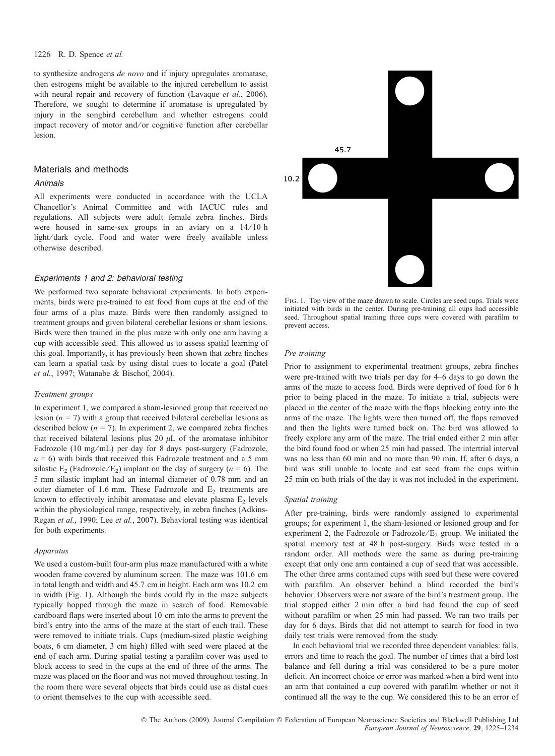to synthesize androgens *de novo* and if injury upregulates aromatase, then estrogens might be available to the injured cerebellum to assist with neural repair and recovery of function (Lavaque *et al.*, 2006). Therefore, we sought to determine if aromatase is upregulated by injury in the songbird cerebellum and whether estrogens could impact recovery of motor and/or cognitive function after cerebellar lesion.

## Materials and methods

### Animals

All experiments were conducted in accordance with the UCLA Chancellor's Animal Committee and with IACUC rules and regulations. All subjects were adult female zebra finches. Birds were housed in same-sex groups in an aviary on a 14/10 h light/dark cycle. Food and water were freely available unless otherwise described.

### Experiments 1 and 2: behavioral testing

We performed two separate behavioral experiments. In both experiments, birds were pre-trained to eat food from cups at the end of the four arms of a plus maze. Birds were then randomly assigned to treatment groups and given bilateral cerebellar lesions or sham lesions. Birds were then trained in the plus maze with only one arm having a cup with accessible seed. This allowed us to assess spatial learning of this goal. Importantly, it has previously been shown that zebra finches can learn a spatial task by using distal cues to locate a goal (Patel *et al.*, 1997; Watanabe & Bischof, 2004).

#### *Treatment groups*

In experiment 1, we compared a sham-lesioned group that received no lesion ($n = 7$) with a group that received bilateral cerebellar lesions as described below ($n = 7$). In experiment 2, we compared zebra finches that received bilateral lesions plus 20 $\mu$L of the aromatase inhibitor Fadrozole (10 mg/mL) per day for 8 days post-surgery (Fadrozole, $n = 6$) with birds that received this Fadrozole treatment and a 5 mm silastic $E_2$ (Fadrozole/$E_2$) implant on the day of surgery ($n = 6$). The 5 mm silastic implant had an internal diameter of 0.78 mm and an outer diameter of 1.6 mm. These Fadrozole and $E_2$ treatments are known to effectively inhibit aromatase and elevate plasma $E_2$ levels within the physiological range, respectively, in zebra finches (Adkins-Regan *et al.*, 1990; Lee *et al.*, 2007). Behavioral testing was identical for both experiments.

#### *Apparatus*

We used a custom-built four-arm plus maze manufactured with a white wooden frame covered by aluminum screen. The maze was 101.6 cm in total length and width and 45.7 cm in height. Each arm was 10.2 cm in width (Fig. 1). Although the birds could fly in the maze subjects typically hopped through the maze in search of food. Removable cardboard flaps were inserted about 10 cm into the arms to prevent the bird's entry into the arms of the maze at the start of each trail. These were removed to initiate trials. Cups (medium-sized plastic weighing boats, 6 cm diameter, 3 cm high) filled with seed were placed at the end of each arm. During spatial testing a parafilm cover was used to block access to seed in the cups at the end of three of the arms. The maze was placed on the floor and was not moved throughout testing. In the room there were several objects that birds could use as distal cues to orient themselves to the cup with accessible seed.

45.7

10.2

Fig. 1. Top view of the maze drawn to scale. Circles are seed cups. Trials were initiated with birds in the center. During pre-training all cups had accessible seed. Throughout spatial training three cups were covered with parafilm to prevent access.

#### *Pre-training*

Prior to assignment to experimental treatment groups, zebra finches were pre-trained with two trials per day for 4–6 days to go down the arms of the maze to access food. Birds were deprived of food for 6 h prior to being placed in the maze. To initiate a trial, subjects were placed in the center of the maze with the flaps blocking entry into the arms of the maze. The lights were then turned off, the flaps removed and then the lights were turned back on. The bird was allowed to freely explore any arm of the maze. The trial ended either 2 min after the bird found food or when 25 min had passed. The intertrial interval was no less than 60 min and no more than 90 min. If, after 6 days, a bird was still unable to locate and eat seed from the cups within 25 min on both trials of the day it was not included in the experiment.

#### *Spatial training*

After pre-training, birds were randomly assigned to experimental groups; for experiment 1, the sham-lesioned or lesioned group and for experiment 2, the Fadrozole or Fadrozole/$E_2$ group. We initiated the spatial memory test at 48 h post-surgery. Birds were tested in a random order. All methods were the same as during pre-training except that only one arm contained a cup of seed that was accessible. The other three arms contained cups with seed but these were covered with parafilm. An observer behind a blind recorded the bird's behavior. Observers were not aware of the bird's treatment group. The trial stopped either 2 min after a bird had found the cup of seed without parafilm or when 25 min had passed. We ran two trails per day for 6 days. Birds that did not attempt to search for food in two daily test trials were removed from the study.

In each behavioral trial we recorded three dependent variables: falls, errors and time to reach the goal. The number of times that a bird lost balance and fell during a trial was considered to be a pure motor deficit. An incorrect choice or error was marked when a bird went into an arm that contained a cup covered with parafilm whether or not it continued all the way to the cup. We considered this to be an error of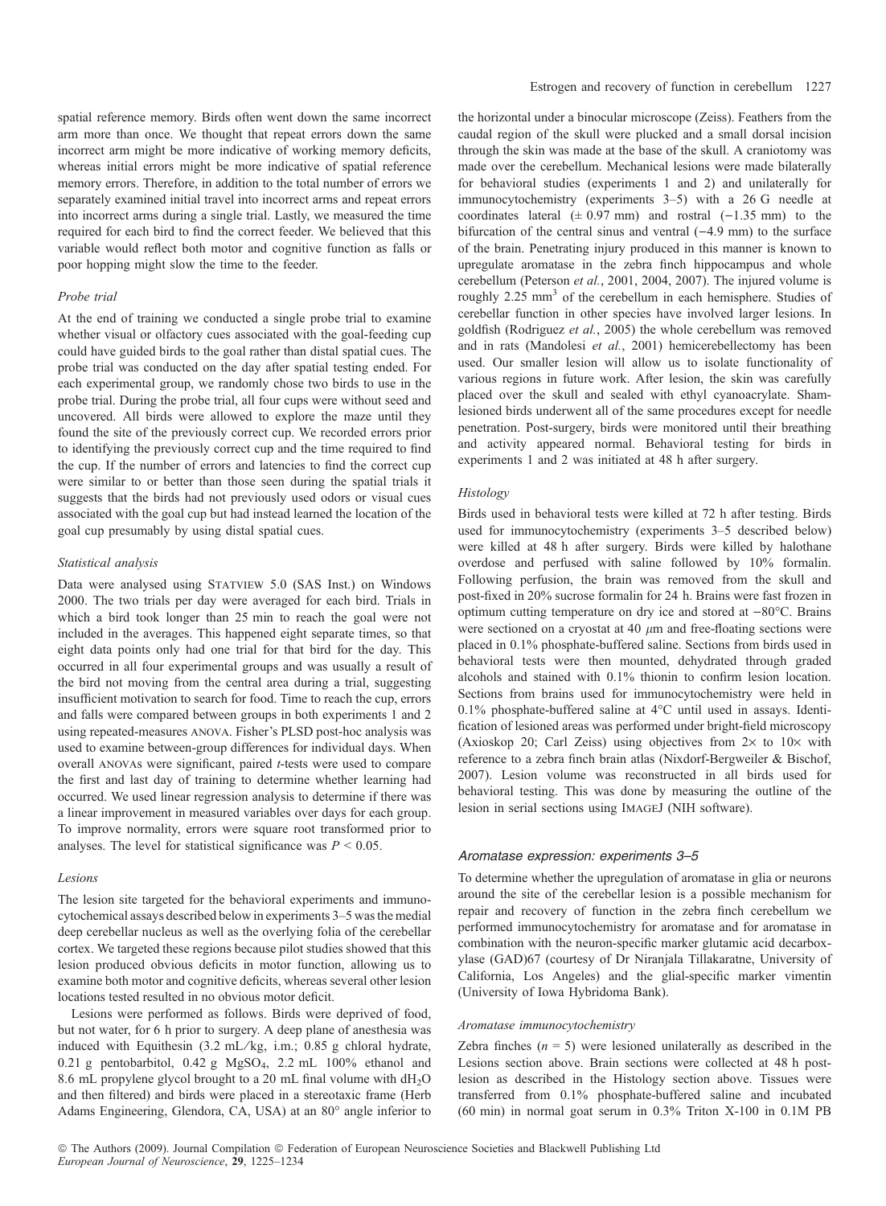spatial reference memory. Birds often went down the same incorrect arm more than once. We thought that repeat errors down the same incorrect arm might be more indicative of working memory deficits, whereas initial errors might be more indicative of spatial reference memory errors. Therefore, in addition to the total number of errors we separately examined initial travel into incorrect arms and repeat errors into incorrect arms during a single trial. Lastly, we measured the time required for each bird to find the correct feeder. We believed that this variable would reflect both motor and cognitive function as falls or poor hopping might slow the time to the feeder.

### Probe trial

At the end of training we conducted a single probe trial to examine whether visual or olfactory cues associated with the goal-feeding cup could have guided birds to the goal rather than distal spatial cues. The probe trial was conducted on the day after spatial testing ended. For each experimental group, we randomly chose two birds to use in the probe trial. During the probe trial, all four cups were without seed and uncovered. All birds were allowed to explore the maze until they found the site of the previously correct cup. We recorded errors prior to identifying the previously correct cup and the time required to find the cup. If the number of errors and latencies to find the correct cup were similar to or better than those seen during the spatial trials it suggests that the birds had not previously used odors or visual cues associated with the goal cup but had instead learned the location of the goal cup presumably by using distal spatial cues.

### Statistical analysis

Data were analysed using STATVIEW 5.0 (SAS Inst.) on Windows 2000. The two trials per day were averaged for each bird. Trials in which a bird took longer than 25 min to reach the goal were not included in the averages. This happened eight separate times, so that eight data points only had one trial for that bird for the day. This occurred in all four experimental groups and was usually a result of the bird not moving from the central area during a trial, suggesting insufficient motivation to search for food. Time to reach the cup, errors and falls were compared between groups in both experiments 1 and 2 using repeated-measures ANOVA. Fisher's PLSD post-hoc analysis was used to examine between-group differences for individual days. When overall ANOVAs were significant, paired *t*-tests were used to compare the first and last day of training to determine whether learning had occurred. We used linear regression analysis to determine if there was a linear improvement in measured variables over days for each group. To improve normality, errors were square root transformed prior to analyses. The level for statistical significance was $P < 0.05$.

### Lesions

The lesion site targeted for the behavioral experiments and immunocytochemical assays described below in experiments 3–5 was the medial deep cerebellar nucleus as well as the overlying folia of the cerebellar cortex. We targeted these regions because pilot studies showed that this lesion produced obvious deficits in motor function, allowing us to examine both motor and cognitive deficits, whereas several other lesion locations tested resulted in no obvious motor deficit.

Lesions were performed as follows. Birds were deprived of food, but not water, for 6 h prior to surgery. A deep plane of anesthesia was induced with Equithesin (3.2 mL/kg, i.m.; 0.85 g chloral hydrate, 0.21 g pentobarbitol, 0.42 g $MgSO_4$, 2.2 mL 100% ethanol and 8.6 mL propylene glycol brought to a 20 mL final volume with $dH_2O$ and then filtered) and birds were placed in a stereotaxic frame (Herb Adams Engineering, Glendora, CA, USA) at an 80° angle inferior to the horizontal under a binocular microscope (Zeiss). Feathers from the caudal region of the skull were plucked and a small dorsal incision through the skin was made at the base of the skull. A craniotomy was made over the cerebellum. Mechanical lesions were made bilaterally for behavioral studies (experiments 1 and 2) and unilaterally for immunocytochemistry (experiments 3–5) with a 26 G needle at coordinates lateral (± 0.97 mm) and rostral (−1.35 mm) to the bifurcation of the central sinus and ventral (−4.9 mm) to the surface of the brain. Penetrating injury produced in this manner is known to upregulate aromatase in the zebra finch hippocampus and whole cerebellum (Peterson *et al.*, 2001, 2004, 2007). The injured volume is roughly 2.25 $mm^3$ of the cerebellum in each hemisphere. Studies of cerebellar function in other species have involved larger lesions. In goldfish (Rodriguez *et al.*, 2005) the whole cerebellum was removed and in rats (Mandolesi *et al.*, 2001) hemicerebellectomy has been used. Our smaller lesion will allow us to isolate functionality of various regions in future work. After lesion, the skin was carefully placed over the skull and sealed with ethyl cyanoacrylate. Sham-lesioned birds underwent all of the same procedures except for needle penetration. Post-surgery, birds were monitored until their breathing and activity appeared normal. Behavioral testing for birds in experiments 1 and 2 was initiated at 48 h after surgery.

### Histology

Birds used in behavioral tests were killed at 72 h after testing. Birds used for immunocytochemistry (experiments 3–5 described below) were killed at 48 h after surgery. Birds were killed by halothane overdose and perfused with saline followed by 10% formalin. Following perfusion, the brain was removed from the skull and post-fixed in 20% sucrose formalin for 24 h. Brains were fast frozen in optimum cutting temperature on dry ice and stored at −80°C. Brains were sectioned on a cryostat at 40 $\mu$m and free-floating sections were placed in 0.1% phosphate-buffered saline. Sections from birds used in behavioral tests were then mounted, dehydrated through graded alcohols and stained with 0.1% thionin to confirm lesion location. Sections from brains used for immunocytochemistry were held in 0.1% phosphate-buffered saline at 4°C until used in assays. Identification of lesioned areas was performed under bright-field microscopy (Axioskop 20; Carl Zeiss) using objectives from 2× to 10× with reference to a zebra finch brain atlas (Nixdorf-Bergweiler & Bischof, 2007). Lesion volume was reconstructed in all birds used for behavioral testing. This was done by measuring the outline of the lesion in serial sections using IMAGEJ (NIH software).

## *Aromatase expression: experiments 3–5*

To determine whether the upregulation of aromatase in glia or neurons around the site of the cerebellar lesion is a possible mechanism for repair and recovery of function in the zebra finch cerebellum we performed immunocytochemistry for aromatase and for aromatase in combination with the neuron-specific marker glutamic acid decarboxylase (GAD)67 (courtesy of Dr Niranjala Tillakaratne, University of California, Los Angeles) and the glial-specific marker vimentin (University of Iowa Hybridoma Bank).

### Aromatase immunocytochemistry

Zebra finches ($n = 5$) were lesioned unilaterally as described in the Lesions section above. Brain sections were collected at 48 h post-lesion as described in the Histology section above. Tissues were transferred from 0.1% phosphate-buffered saline and incubated (60 min) in normal goat serum in 0.3% Triton X-100 in 0.1M PB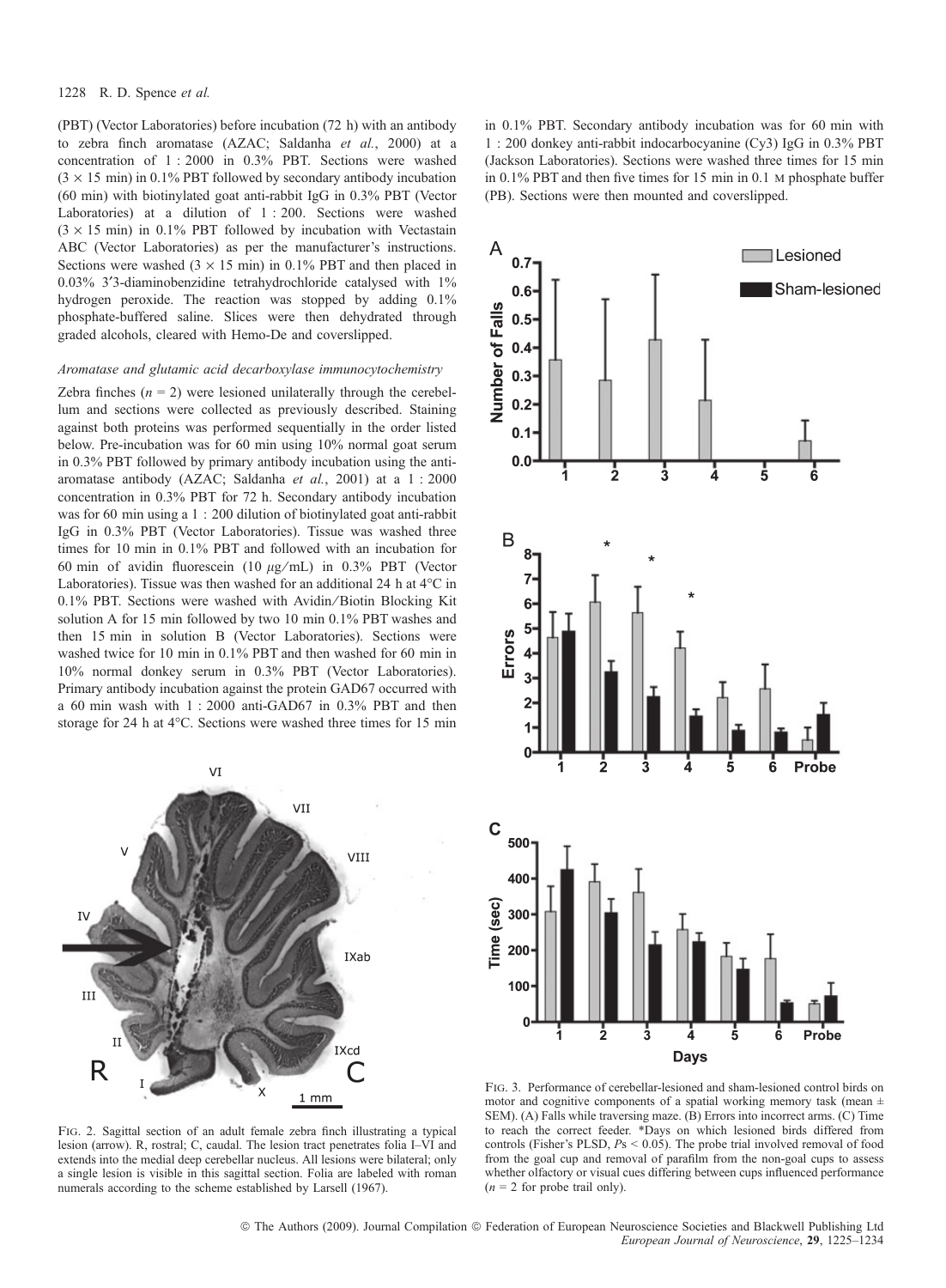(PBT) (Vector Laboratories) before incubation (72 h) with an antibody to zebra finch aromatase (AZAC; Saldanha *et al.*, 2000) at a concentration of 1 : 2000 in 0.3% PBT. Sections were washed (3 × 15 min) in 0.1% PBT followed by secondary antibody incubation (60 min) with biotinylated goat anti-rabbit IgG in 0.3% PBT (Vector Laboratories) at a dilution of 1 : 200. Sections were washed (3 × 15 min) in 0.1% PBT followed by incubation with Vectastain ABC (Vector Laboratories) as per the manufacturer's instructions. Sections were washed (3 × 15 min) in 0.1% PBT and then placed in 0.03% 3′3-diaminobenzidine tetrahydrochloride catalysed with 1% hydrogen peroxide. The reaction was stopped by adding 0.1% phosphate-buffered saline. Slices were then dehydrated through graded alcohols, cleared with Hemo-De and coverslipped.

### *Aromatase and glutamic acid decarboxylase immunocytochemistry*

Zebra finches ($n = 2$) were lesioned unilaterally through the cerebellum and sections were collected as previously described. Staining against both proteins was performed sequentially in the order listed below. Pre-incubation was for 60 min using 10% normal goat serum in 0.3% PBT followed by primary antibody incubation using the anti-aromatase antibody (AZAC; Saldanha *et al.*, 2001) at a 1 : 2000 concentration in 0.3% PBT for 72 h. Secondary antibody incubation was for 60 min using a 1 : 200 dilution of biotinylated goat anti-rabbit IgG in 0.3% PBT (Vector Laboratories). Tissue was washed three times for 10 min in 0.1% PBT and followed with an incubation for 60 min of avidin fluorescein (10 μg/mL) in 0.3% PBT (Vector Laboratories). Tissue was then washed for an additional 24 h at 4°C in 0.1% PBT. Sections were washed with Avidin/Biotin Blocking Kit solution A for 15 min followed by two 10 min 0.1% PBT washes and then 15 min in solution B (Vector Laboratories). Sections were washed twice for 10 min in 0.1% PBT and then washed for 60 min in 10% normal donkey serum in 0.3% PBT (Vector Laboratories). Primary antibody incubation against the protein GAD67 occurred with a 60 min wash with 1 : 2000 anti-GAD67 in 0.3% PBT and then storage for 24 h at 4°C. Sections were washed three times for 15 min in 0.1% PBT. Secondary antibody incubation was for 60 min with 1 : 200 donkey anti-rabbit indocarbocyanine (Cy3) IgG in 0.3% PBT (Jackson Laboratories). Sections were washed three times for 15 min in 0.1% PBT and then five times for 15 min in 0.1 M phosphate buffer (PB). Sections were then mounted and coverslipped.

FIG. 2. Sagittal section of an adult female zebra finch illustrating a typical lesion (arrow). R, rostral; C, caudal. The lesion tract penetrates folia I–VI and extends into the medial deep cerebellar nucleus. All lesions were bilateral; only a single lesion is visible in this sagittal section. Folia are labeled with roman numerals according to the scheme established by Larsell (1967).

FIG. 3. Performance of cerebellar-lesioned and sham-lesioned control birds on motor and cognitive components of a spatial working memory task (mean ± SEM). (A) Falls while traversing maze. (B) Errors into incorrect arms. (C) Time to reach the correct feeder. *Days on which lesioned birds differed from controls (Fisher's PLSD, $Ps < 0.05$). The probe trial involved removal of food from the goal cup and removal of parafilm from the non-goal cups to assess whether olfactory or visual cues differing between cups influenced performance ($n = 2$ for probe trail only).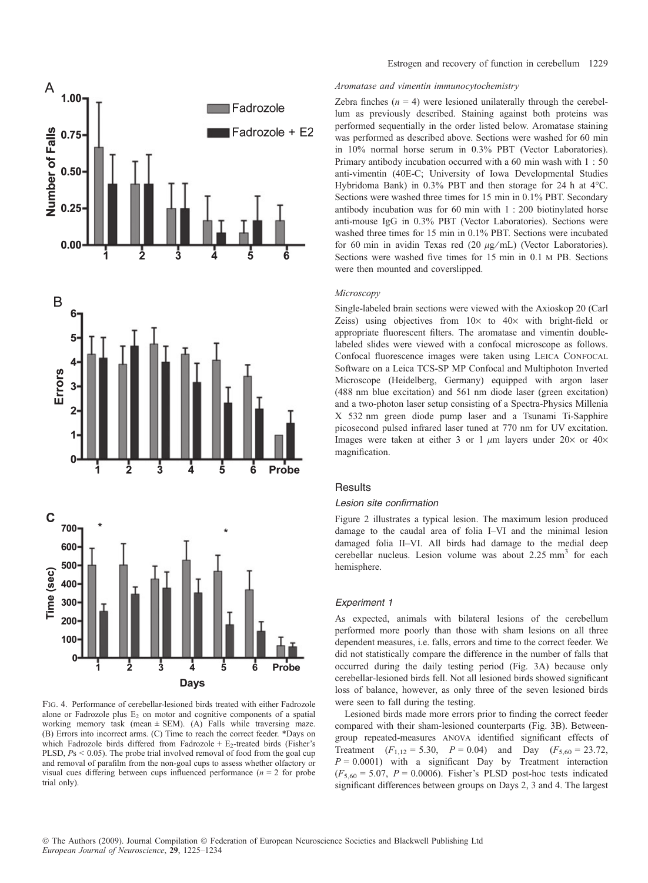FIG. 4. Performance of cerebellar-lesioned birds treated with either Fadrozole alone or Fadrozole plus $E_2$ on motor and cognitive components of a spatial working memory task (mean ± SEM). (A) Falls while traversing maze. (B) Errors into incorrect arms. (C) Time to reach the correct feeder. *Days on which Fadrozole birds differed from Fadrozole + $E_2$-treated birds (Fisher's PLSD, $Ps < 0.05$). The probe trial involved removal of food from the goal cup and removal of parafilm from the non-goal cups to assess whether olfactory or visual cues differing between cups influenced performance ($n = 2$ for probe trial only).

### *Aromatase and vimentin immunocytochemistry*

Zebra finches ($n = 4$) were lesioned unilaterally through the cerebellum as previously described. Staining against both proteins was performed sequentially in the order listed below. Aromatase staining was performed as described above. Sections were washed for 60 min in 10% normal horse serum in 0.3% PBT (Vector Laboratories). Primary antibody incubation occurred with a 60 min wash with 1 : 50 anti-vimentin (40E-C; University of Iowa Developmental Studies Hybridoma Bank) in 0.3% PBT and then storage for 24 h at 4°C. Sections were washed three times for 15 min in 0.1% PBT. Secondary antibody incubation was for 60 min with 1 : 200 biotinylated horse anti-mouse IgG in 0.3% PBT (Vector Laboratories). Sections were washed three times for 15 min in 0.1% PBT. Sections were incubated for 60 min in avidin Texas red (20 $\mu$g/mL) (Vector Laboratories). Sections were washed five times for 15 min in 0.1 M PB. Sections were then mounted and coverslipped.

### *Microscopy*

Single-labeled brain sections were viewed with the Axioskop 20 (Carl Zeiss) using objectives from 10× to 40× with bright-field or appropriate fluorescent filters. The aromatase and vimentin double-labeled slides were viewed with a confocal microscope as follows. Confocal fluorescence images were taken using LEICA CONFOCAL Software on a Leica TCS-SP MP Confocal and Multiphoton Inverted Microscope (Heidelberg, Germany) equipped with argon laser (488 nm blue excitation) and 561 nm diode laser (green excitation) and a two-photon laser setup consisting of a Spectra-Physics Millenia X 532 nm green diode pump laser and a Tsunami Ti-Sapphire picosecond pulsed infrared laser tuned at 770 nm for UV excitation. Images were taken at either 3 or 1 $\mu$m layers under 20× or 40× magnification.

## Results

### *Lesion site confirmation*

Figure 2 illustrates a typical lesion. The maximum lesion produced damage to the caudal area of folia I–VI and the minimal lesion damaged folia II–VI. All birds had damage to the medial deep cerebellar nucleus. Lesion volume was about 2.25 $mm^3$ for each hemisphere.

### *Experiment 1*

As expected, animals with bilateral lesions of the cerebellum performed more poorly than those with sham lesions on all three dependent measures, i.e. falls, errors and time to the correct feeder. We did not statistically compare the difference in the number of falls that occurred during the daily testing period (Fig. 3A) because only cerebellar-lesioned birds fell. Not all lesioned birds showed significant loss of balance, however, as only three of the seven lesioned birds were seen to fall during the testing.

Lesioned birds made more errors prior to finding the correct feeder compared with their sham-lesioned counterparts (Fig. 3B). Between-group repeated-measures ANOVA identified significant effects of Treatment ($F_{1,12} = 5.30$, $P = 0.04$) and Day ($F_{5,60} = 23.72$, $P = 0.0001$) with a significant Day by Treatment interaction ($F_{5,60} = 5.07$, $P = 0.0006$). Fisher's PLSD post-hoc tests indicated significant differences between groups on Days 2, 3 and 4. The largest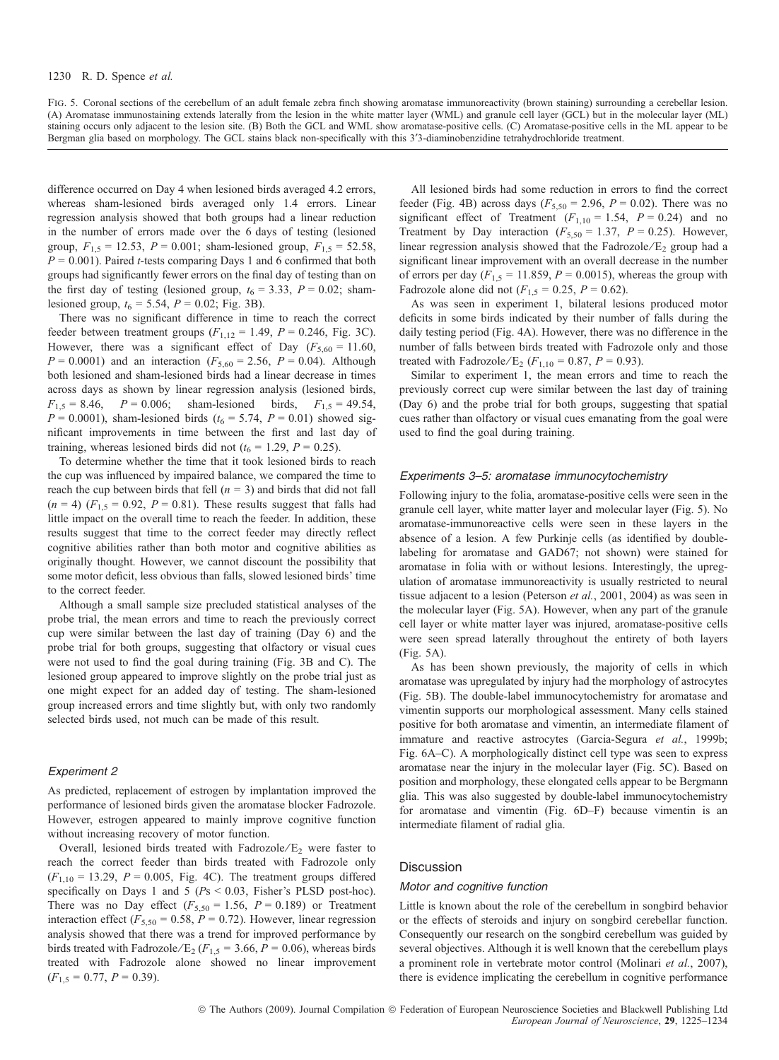FIG. 5. Coronal sections of the cerebellum of an adult female zebra finch showing aromatase immunoreactivity (brown staining) surrounding a cerebellar lesion. (A) Aromatase immunostaining extends laterally from the lesion in the white matter layer (WML) and granule cell layer (GCL) but in the molecular layer (ML) staining occurs only adjacent to the lesion site. (B) Both the GCL and WML show aromatase-positive cells. (C) Aromatase-positive cells in the ML appear to be Bergman glia based on morphology. The GCL stains black non-specifically with this 3′3-diaminobenzidine tetrahydrochloride treatment.

difference occurred on Day 4 when lesioned birds averaged 4.2 errors, whereas sham-lesioned birds averaged only 1.4 errors. Linear regression analysis showed that both groups had a linear reduction in the number of errors made over the 6 days of testing (lesioned group, $F_{1,5} = 12.53$, $P = 0.001$; sham-lesioned group, $F_{1,5} = 52.58$, $P = 0.001$). Paired *t*-tests comparing Days 1 and 6 confirmed that both groups had significantly fewer errors on the final day of testing than on the first day of testing (lesioned group, $t_6 = 3.33$, $P = 0.02$; sham-lesioned group, $t_6 = 5.54$, $P = 0.02$; Fig. 3B).

There was no significant difference in time to reach the correct feeder between treatment groups ($F_{1,12} = 1.49$, $P = 0.246$, Fig. 3C). However, there was a significant effect of Day ($F_{5,60} = 11.60$, $P = 0.0001$) and an interaction ($F_{5,60} = 2.56$, $P = 0.04$). Although both lesioned and sham-lesioned birds had a linear decrease in times across days as shown by linear regression analysis (lesioned birds, $F_{1,5} = 8.46$, $P = 0.006$; sham-lesioned birds, $F_{1,5} = 49.54$, $P = 0.0001$), sham-lesioned birds ($t_6 = 5.74$, $P = 0.01$) showed significant improvements in time between the first and last day of training, whereas lesioned birds did not ($t_6 = 1.29$, $P = 0.25$).

To determine whether the time that it took lesioned birds to reach the cup was influenced by impaired balance, we compared the time to reach the cup between birds that fell ($n = 3$) and birds that did not fall ($n = 4$) ($F_{1,5} = 0.92$, $P = 0.81$). These results suggest that falls had little impact on the overall time to reach the feeder. In addition, these results suggest that time to the correct feeder may directly reflect cognitive abilities rather than both motor and cognitive abilities as originally thought. However, we cannot discount the possibility that some motor deficit, less obvious than falls, slowed lesioned birds' time to the correct feeder.

Although a small sample size precluded statistical analyses of the probe trial, the mean errors and time to reach the previously correct cup were similar between the last day of training (Day 6) and the probe trial for both groups, suggesting that olfactory or visual cues were not used to find the goal during training (Fig. 3B and C). The lesioned group appeared to improve slightly on the probe trial just as one might expect for an added day of testing. The sham-lesioned group increased errors and time slightly but, with only two randomly selected birds used, not much can be made of this result.

### *Experiment 2*

As predicted, replacement of estrogen by implantation improved the performance of lesioned birds given the aromatase blocker Fadrozole. However, estrogen appeared to mainly improve cognitive function without increasing recovery of motor function.

Overall, lesioned birds treated with Fadrozole/$E_2$ were faster to reach the correct feeder than birds treated with Fadrozole only ($F_{1,10} = 13.29$, $P = 0.005$, Fig. 4C). The treatment groups differed specifically on Days 1 and 5 (*P*s < 0.03, Fisher's PLSD post-hoc). There was no Day effect ($F_{5,50} = 1.56$, $P = 0.189$) or Treatment interaction effect ($F_{5,50} = 0.58$, $P = 0.72$). However, linear regression analysis showed that there was a trend for improved performance by birds treated with Fadrozole/$E_2$ ($F_{1,5} = 3.66$, $P = 0.06$), whereas birds treated with Fadrozole alone showed no linear improvement ($F_{1,5} = 0.77$, $P = 0.39$).

All lesioned birds had some reduction in errors to find the correct feeder (Fig. 4B) across days ($F_{5,50} = 2.96$, $P = 0.02$). There was no significant effect of Treatment ($F_{1,10} = 1.54$, $P = 0.24$) and no Treatment by Day interaction ($F_{5,50} = 1.37$, $P = 0.25$). However, linear regression analysis showed that the Fadrozole/$E_2$ group had a significant linear improvement with an overall decrease in the number of errors per day ($F_{1,5} = 11.859$, $P = 0.0015$), whereas the group with Fadrozole alone did not ($F_{1,5} = 0.25$, $P = 0.62$).

As was seen in experiment 1, bilateral lesions produced motor deficits in some birds indicated by their number of falls during the daily testing period (Fig. 4A). However, there was no difference in the number of falls between birds treated with Fadrozole only and those treated with Fadrozole/$E_2$ ($F_{1,10} = 0.87$, $P = 0.93$).

Similar to experiment 1, the mean errors and time to reach the previously correct cup were similar between the last day of training (Day 6) and the probe trial for both groups, suggesting that spatial cues rather than olfactory or visual cues emanating from the goal were used to find the goal during training.

### *Experiments 3–5: aromatase immunocytochemistry*

Following injury to the folia, aromatase-positive cells were seen in the granule cell layer, white matter layer and molecular layer (Fig. 5). No aromatase-immunoreactive cells were seen in these layers in the absence of a lesion. A few Purkinje cells (as identified by double-labeling for aromatase and GAD67; not shown) were stained for aromatase in folia with or without lesions. Interestingly, the upregulation of aromatase immunoreactivity is usually restricted to neural tissue adjacent to a lesion (Peterson *et al.*, 2001, 2004) as was seen in the molecular layer (Fig. 5A). However, when any part of the granule cell layer or white matter layer was injured, aromatase-positive cells were seen spread laterally throughout the entirety of both layers (Fig. 5A).

As has been shown previously, the majority of cells in which aromatase was upregulated by injury had the morphology of astrocytes (Fig. 5B). The double-label immunocytochemistry for aromatase and vimentin supports our morphological assessment. Many cells stained positive for both aromatase and vimentin, an intermediate filament of immature and reactive astrocytes (Garcia-Segura *et al.*, 1999b; Fig. 6A–C). A morphologically distinct cell type was seen to express aromatase near the injury in the molecular layer (Fig. 5C). Based on position and morphology, these elongated cells appear to be Bergmann glia. This was also suggested by double-label immunocytochemistry for aromatase and vimentin (Fig. 6D–F) because vimentin is an intermediate filament of radial glia.

## Discussion

### *Motor and cognitive function*

Little is known about the role of the cerebellum in songbird behavior or the effects of steroids and injury on songbird cerebellar function. Consequently our research on the songbird cerebellum was guided by several objectives. Although it is well known that the cerebellum plays a prominent role in vertebrate motor control (Molinari *et al.*, 2007), there is evidence implicating the cerebellum in cognitive performance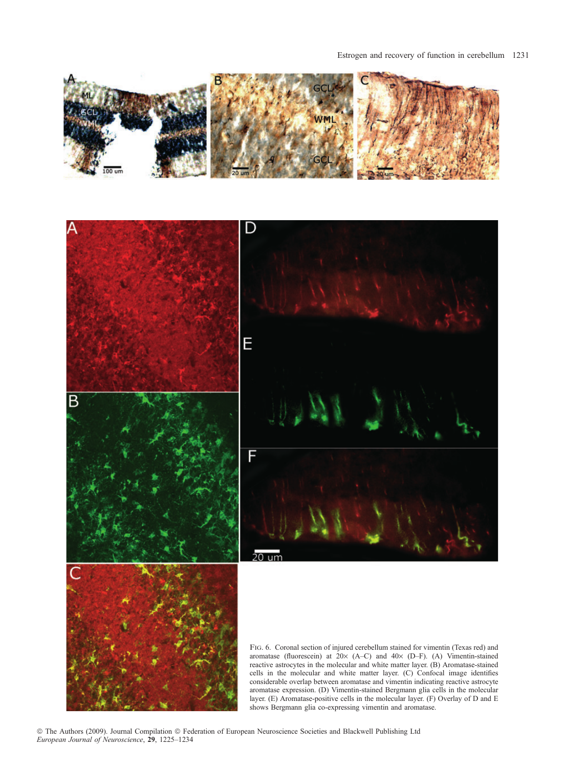Fig. 6. Coronal section of injured cerebellum stained for vimentin (Texas red) and aromatase (fluorescein) at 20× (A–C) and 40× (D–F). (A) Vimentin-stained reactive astrocytes in the molecular and white matter layer. (B) Aromatase-stained cells in the molecular and white matter layer. (C) Confocal image identifies considerable overlap between aromatase and vimentin indicating reactive astrocyte aromatase expression. (D) Vimentin-stained Bergmann glia cells in the molecular layer. (E) Aromatase-positive cells in the molecular layer. (F) Overlay of D and E shows Bergmann glia co-expressing vimentin and aromatase.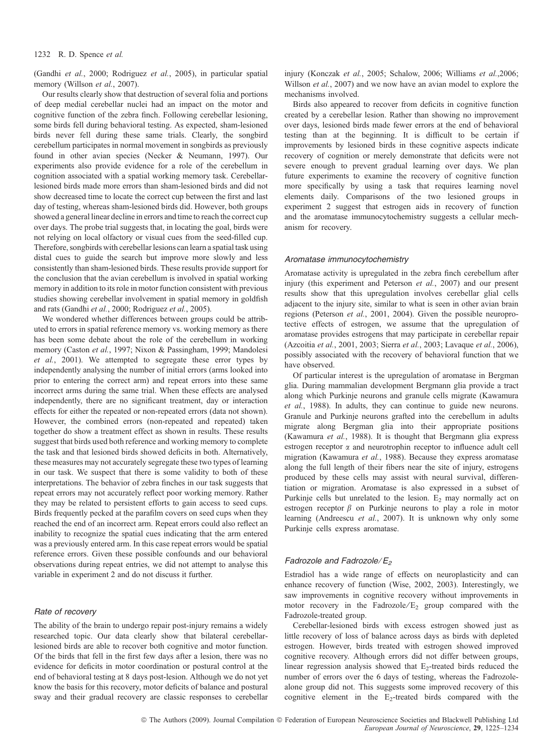(Gandhi *et al.*, 2000; Rodriguez *et al.*, 2005), in particular spatial memory (Willson *et al.*, 2007).

Our results clearly show that destruction of several folia and portions of deep medial cerebellar nuclei had an impact on the motor and cognitive function of the zebra finch. Following cerebellar lesioning, some birds fell during behavioral testing. As expected, sham-lesioned birds never fell during these same trials. Clearly, the songbird cerebellum participates in normal movement in songbirds as previously found in other avian species (Necker & Neumann, 1997). Our experiments also provide evidence for a role of the cerebellum in cognition associated with a spatial working memory task. Cerebellar-lesioned birds made more errors than sham-lesioned birds and did not show decreased time to locate the correct cup between the first and last day of testing, whereas sham-lesioned birds did. However, both groups showed a general linear decline in errors and time to reach the correct cup over days. The probe trial suggests that, in locating the goal, birds were not relying on local olfactory or visual cues from the seed-filled cup. Therefore, songbirds with cerebellar lesions can learn a spatial task using distal cues to guide the search but improve more slowly and less consistently than sham-lesioned birds. These results provide support for the conclusion that the avian cerebellum is involved in spatial working memory in addition to its role in motor function consistent with previous studies showing cerebellar involvement in spatial memory in goldfish and rats (Gandhi *et al.*, 2000; Rodriguez *et al.*, 2005).

We wondered whether differences between groups could be attributed to errors in spatial reference memory vs. working memory as there has been some debate about the role of the cerebellum in working memory (Caston *et al.*, 1997; Nixon & Passingham, 1999; Mandolesi *et al.*, 2001). We attempted to segregate these error types by independently analysing the number of initial errors (arms looked into prior to entering the correct arm) and repeat errors into these same incorrect arms during the same trial. When these effects are analysed independently, there are no significant treatment, day or interaction effects for either the repeated or non-repeated errors (data not shown). However, the combined errors (non-repeated and repeated) taken together do show a treatment effect as shown in results. These results suggest that birds used both reference and working memory to complete the task and that lesioned birds showed deficits in both. Alternatively, these measures may not accurately segregate these two types of learning in our task. We suspect that there is some validity to both of these interpretations. The behavior of zebra finches in our task suggests that repeat errors may not accurately reflect poor working memory. Rather they may be related to persistent efforts to gain access to seed cups. Birds frequently pecked at the parafilm covers on seed cups when they reached the end of an incorrect arm. Repeat errors could also reflect an inability to recognize the spatial cues indicating that the arm entered was a previously entered arm. In this case repeat errors would be spatial reference errors. Given these possible confounds and our behavioral observations during repeat entries, we did not attempt to analyse this variable in experiment 2 and do not discuss it further.

### *Rate of recovery*

The ability of the brain to undergo repair post-injury remains a widely researched topic. Our data clearly show that bilateral cerebellar-lesioned birds are able to recover both cognitive and motor function. Of the birds that fell in the first few days after a lesion, there was no evidence for deficits in motor coordination or postural control at the end of behavioral testing at 8 days post-lesion. Although we do not yet know the basis for this recovery, motor deficits of balance and postural sway and their gradual recovery are classic responses to cerebellar injury (Konczak *et al.*, 2005; Schalow, 2006; Williams *et al.*,2006; Willson *et al.*, 2007) and we now have an avian model to explore the mechanisms involved.

Birds also appeared to recover from deficits in cognitive function created by a cerebellar lesion. Rather than showing no improvement over days, lesioned birds made fewer errors at the end of behavioral testing than at the beginning. It is difficult to be certain if improvements by lesioned birds in these cognitive aspects indicate recovery of cognition or merely demonstrate that deficits were not severe enough to prevent gradual learning over days. We plan future experiments to examine the recovery of cognitive function more specifically by using a task that requires learning novel elements daily. Comparisons of the two lesioned groups in experiment 2 suggest that estrogen aids in recovery of function and the aromatase immunocytochemistry suggests a cellular mechanism for recovery.

### *Aromatase immunocytochemistry*

Aromatase activity is upregulated in the zebra finch cerebellum after injury (this experiment and Peterson *et al.*, 2007) and our present results show that this upregulation involves cerebellar glial cells adjacent to the injury site, similar to what is seen in other avian brain regions (Peterson *et al.*, 2001, 2004). Given the possible neuroprotective effects of estrogen, we assume that the upregulation of aromatase provides estrogens that may participate in cerebellar repair (Azcoitia *et al.*, 2001, 2003; Sierra *et al.*, 2003; Lavaque *et al.*, 2006), possibly associated with the recovery of behavioral function that we have observed.

Of particular interest is the upregulation of aromatase in Bergman glia. During mammalian development Bergmann glia provide a tract along which Purkinje neurons and granule cells migrate (Kawamura *et al.*, 1988). In adults, they can continue to guide new neurons. Granule and Purkinje neurons grafted into the cerebellum in adults migrate along Bergman glia into their appropriate positions (Kawamura *et al.*, 1988). It is thought that Bergmann glia express estrogen receptor $\alpha$ and neurotrophin receptor to influence adult cell migration (Kawamura *et al.*, 1988). Because they express aromatase along the full length of their fibers near the site of injury, estrogens produced by these cells may assist with neural survival, differentiation or migration. Aromatase is also expressed in a subset of Purkinje cells but unrelated to the lesion. $E_2$ may normally act on estrogen receptor $\beta$ on Purkinje neurons to play a role in motor learning (Andreescu *et al.*, 2007). It is unknown why only some Purkinje cells express aromatase.

### *Fadrozole and Fadrozole/$E_2$*

Estradiol has a wide range of effects on neuroplasticity and can enhance recovery of function (Wise, 2002, 2003). Interestingly, we saw improvements in cognitive recovery without improvements in motor recovery in the Fadrozole/$E_2$ group compared with the Fadrozole-treated group.

Cerebellar-lesioned birds with excess estrogen showed just as little recovery of loss of balance across days as birds with depleted estrogen. However, birds treated with estrogen showed improved cognitive recovery. Although errors did not differ between groups, linear regression analysis showed that $E_2$-treated birds reduced the number of errors over the 6 days of testing, whereas the Fadrozole-alone group did not. This suggests some improved recovery of this cognitive element in the $E_2$-treated birds compared with the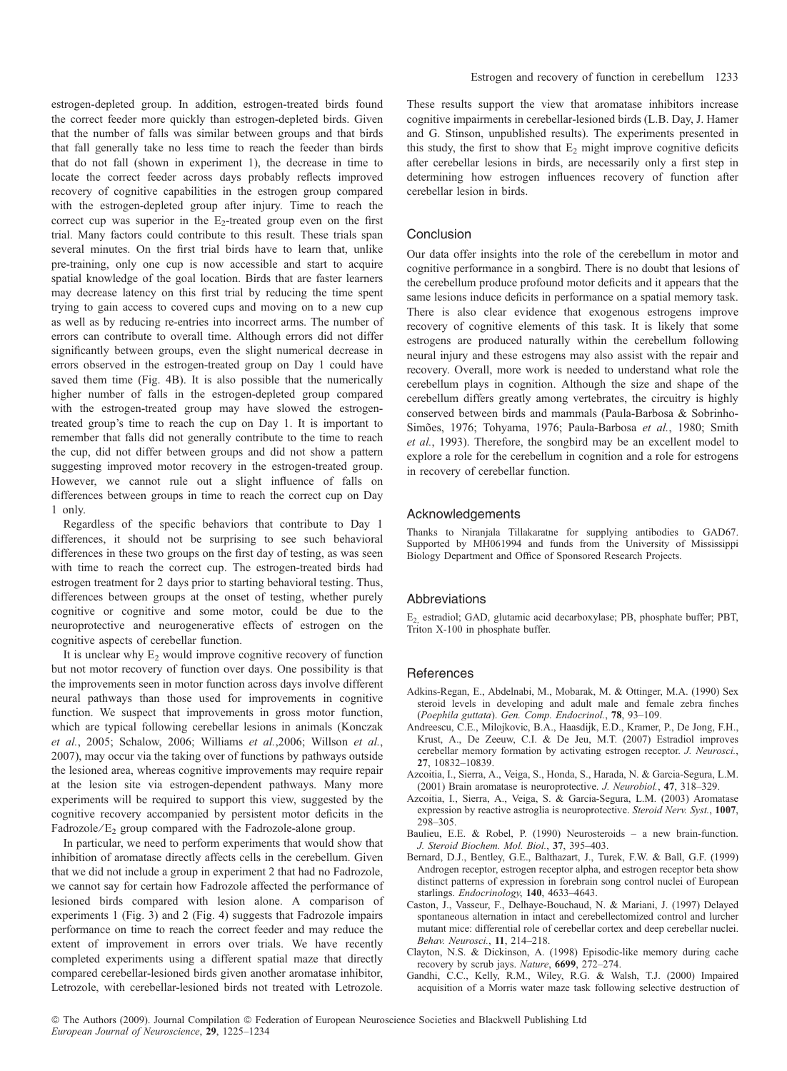estrogen-depleted group. In addition, estrogen-treated birds found the correct feeder more quickly than estrogen-depleted birds. Given that the number of falls was similar between groups and that birds that fall generally take no less time to reach the feeder than birds that do not fall (shown in experiment 1), the decrease in time to locate the correct feeder across days probably reflects improved recovery of cognitive capabilities in the estrogen group compared with the estrogen-depleted group after injury. Time to reach the correct cup was superior in the $E_2$-treated group even on the first trial. Many factors could contribute to this result. These trials span several minutes. On the first trial birds have to learn that, unlike pre-training, only one cup is now accessible and start to acquire spatial knowledge of the goal location. Birds that are faster learners may decrease latency on this first trial by reducing the time spent trying to gain access to covered cups and moving on to a new cup as well as by reducing re-entries into incorrect arms. The number of errors can contribute to overall time. Although errors did not differ significantly between groups, even the slight numerical decrease in errors observed in the estrogen-treated group on Day 1 could have saved them time (Fig. 4B). It is also possible that the numerically higher number of falls in the estrogen-depleted group compared with the estrogen-treated group may have slowed the estrogen-treated group's time to reach the cup on Day 1. It is important to remember that falls did not generally contribute to the time to reach the cup, did not differ between groups and did not show a pattern suggesting improved motor recovery in the estrogen-treated group. However, we cannot rule out a slight influence of falls on differences between groups in time to reach the correct cup on Day 1 only.

Regardless of the specific behaviors that contribute to Day 1 differences, it should not be surprising to see such behavioral differences in these two groups on the first day of testing, as was seen with time to reach the correct cup. The estrogen-treated birds had estrogen treatment for 2 days prior to starting behavioral testing. Thus, differences between groups at the onset of testing, whether purely cognitive or cognitive and some motor, could be due to the neuroprotective and neurogenerative effects of estrogen on the cognitive aspects of cerebellar function.

It is unclear why $E_2$ would improve cognitive recovery of function but not motor recovery of function over days. One possibility is that the improvements seen in motor function across days involve different neural pathways than those used for improvements in cognitive function. We suspect that improvements in gross motor function, which are typical following cerebellar lesions in animals (Konczak *et al.*, 2005; Schalow, 2006; Williams *et al.*,2006; Willson *et al.*, 2007), may occur via the taking over of functions by pathways outside the lesioned area, whereas cognitive improvements may require repair at the lesion site via estrogen-dependent pathways. Many more experiments will be required to support this view, suggested by the cognitive recovery accompanied by persistent motor deficits in the Fadrozole/$E_2$ group compared with the Fadrozole-alone group.

In particular, we need to perform experiments that would show that inhibition of aromatase directly affects cells in the cerebellum. Given that we did not include a group in experiment 2 that had no Fadrozole, we cannot say for certain how Fadrozole affected the performance of lesioned birds compared with lesion alone. A comparison of experiments 1 (Fig. 3) and 2 (Fig. 4) suggests that Fadrozole impairs performance on time to reach the correct feeder and may reduce the extent of improvement in errors over trials. We have recently completed experiments using a different spatial maze that directly compared cerebellar-lesioned birds given another aromatase inhibitor, Letrozole, with cerebellar-lesioned birds not treated with Letrozole. These results support the view that aromatase inhibitors increase cognitive impairments in cerebellar-lesioned birds (L.B. Day, J. Hamer and G. Stinson, unpublished results). The experiments presented in this study, the first to show that $E_2$ might improve cognitive deficits after cerebellar lesions in birds, are necessarily only a first step in determining how estrogen influences recovery of function after cerebellar lesion in birds.

## Conclusion

Our data offer insights into the role of the cerebellum in motor and cognitive performance in a songbird. There is no doubt that lesions of the cerebellum produce profound motor deficits and it appears that the same lesions induce deficits in performance on a spatial memory task. There is also clear evidence that exogenous estrogens improve recovery of cognitive elements of this task. It is likely that some estrogens are produced naturally within the cerebellum following neural injury and these estrogens may also assist with the repair and recovery. Overall, more work is needed to understand what role the cerebellum plays in cognition. Although the size and shape of the cerebellum differs greatly among vertebrates, the circuitry is highly conserved between birds and mammals (Paula-Barbosa & Sobrinho-Simões, 1976; Tohyama, 1976; Paula-Barbosa *et al.*, 1980; Smith *et al.*, 1993). Therefore, the songbird may be an excellent model to explore a role for the cerebellum in cognition and a role for estrogens in recovery of cerebellar function.

## Acknowledgements

Thanks to Niranjala Tillakaratne for supplying antibodies to GAD67. Supported by MH061994 and funds from the University of Mississippi Biology Department and Office of Sponsored Research Projects.

## Abbreviations

$E_2$, estradiol; GAD, glutamic acid decarboxylase; PB, phosphate buffer; PBT, Triton X-100 in phosphate buffer.

## References

Adkins-Regan, E., Abdelnabi, M., Mobarak, M. & Ottinger, M.A. (1990) Sex steroid levels in developing and adult male and female zebra finches (*Poephila guttata*). *Gen. Comp. Endocrinol.*, **78**, 93–109.

Andreescu, C.E., Milojkovic, B.A., Haasdijk, E.D., Kramer, P., De Jong, F.H., Krust, A., De Zeeuw, C.I. & De Jeu, M.T. (2007) Estradiol improves cerebellar memory formation by activating estrogen receptor. *J. Neurosci.*, **27**, 10832–10839.

Azcoitia, I., Sierra, A., Veiga, S., Honda, S., Harada, N. & Garcia-Segura, L.M. (2001) Brain aromatase is neuroprotective. *J. Neurobiol.*, **47**, 318–329.

Azcoitia, I., Sierra, A., Veiga, S. & Garcia-Segura, L.M. (2003) Aromatase expression by reactive astroglia is neuroprotective. *Steroid Nerv. Syst.*, **1007**, 298–305.

Baulieu, E.E. & Robel, P. (1990) Neurosteroids – a new brain-function. *J. Steroid Biochem. Mol. Biol.*, **37**, 395–403.

Bernard, D.J., Bentley, G.E., Balthazart, J., Turek, F.W. & Ball, G.F. (1999) Androgen receptor, estrogen receptor alpha, and estrogen receptor beta show distinct patterns of expression in forebrain song control nuclei of European starlings. *Endocrinology*, **140**, 4633–4643.

Caston, J., Vasseur, F., Delhaye-Bouchaud, N. & Mariani, J. (1997) Delayed spontaneous alternation in intact and cerebellectomized control and lurcher mutant mice: differential role of cerebellar cortex and deep cerebellar nuclei. *Behav. Neurosci.*, **11**, 214–218.

Clayton, N.S. & Dickinson, A. (1998) Episodic-like memory during cache recovery by scrub jays. *Nature*, **6699**, 272–274.

Gandhi, C.C., Kelly, R.M., Wiley, R.G. & Walsh, T.J. (2000) Impaired acquisition of a Morris water maze task following selective destruction of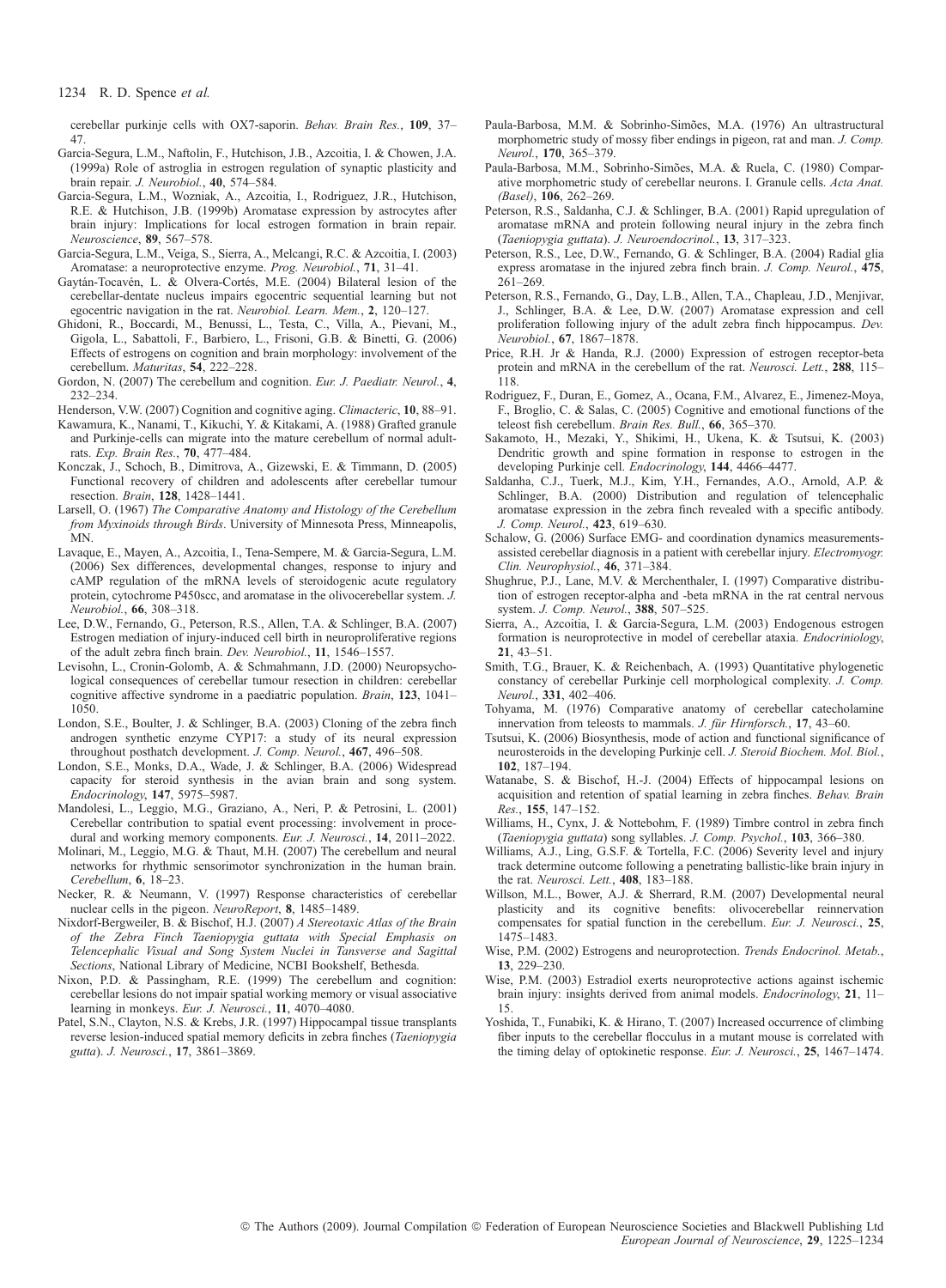cerebellar purkinje cells with OX7-saporin. *Behav. Brain Res.*, **109**, 37–47.

Garcia-Segura, L.M., Naftolin, F., Hutchison, J.B., Azcoitia, I. & Chowen, J.A. (1999a) Role of astroglia in estrogen regulation of synaptic plasticity and brain repair. *J. Neurobiol.*, **40**, 574–584.

Garcia-Segura, L.M., Wozniak, A., Azcoitia, I., Rodriguez, J.R., Hutchison, R.E. & Hutchison, J.B. (1999b) Aromatase expression by astrocytes after brain injury: Implications for local estrogen formation in brain repair. *Neuroscience*, **89**, 567–578.

Garcia-Segura, L.M., Veiga, S., Sierra, A., Melcangi, R.C. & Azcoitia, I. (2003) Aromatase: a neuroprotective enzyme. *Prog. Neurobiol.*, **71**, 31–41.

Gaytán-Tocavén, L. & Olvera-Cortés, M.E. (2004) Bilateral lesion of the cerebellar-dentate nucleus impairs egocentric sequential learning but not egocentric navigation in the rat. *Neurobiol. Learn. Mem.*, **2**, 120–127.

Ghidoni, R., Boccardi, M., Benussi, L., Testa, C., Villa, A., Pievani, M., Gigola, L., Sabattoli, F., Barbiero, L., Frisoni, G.B. & Binetti, G. (2006) Effects of estrogens on cognition and brain morphology: involvement of the cerebellum. *Maturitas*, **54**, 222–228.

Gordon, N. (2007) The cerebellum and cognition. *Eur. J. Paediatr. Neurol.*, **4**, 232–234.

Henderson, V.W. (2007) Cognition and cognitive aging. *Climacteric*, **10**, 88–91.

Kawamura, K., Nanami, T., Kikuchi, Y. & Kitakami, A. (1988) Grafted granule and Purkinje-cells can migrate into the mature cerebellum of normal adult-rats. *Exp. Brain Res.*, **70**, 477–484.

Konczak, J., Schoch, B., Dimitrova, A., Gizewski, E. & Timmann, D. (2005) Functional recovery of children and adolescents after cerebellar tumour resection. *Brain*, **128**, 1428–1441.

Larsell, O. (1967) *The Comparative Anatomy and Histology of the Cerebellum from Myxinoids through Birds*. University of Minnesota Press, Minneapolis, MN.

Lavaque, E., Mayen, A., Azcoitia, I., Tena-Sempere, M. & Garcia-Segura, L.M. (2006) Sex differences, developmental changes, response to injury and cAMP regulation of the mRNA levels of steroidogenic acute regulatory protein, cytochrome P450scc, and aromatase in the olivocerebellar system. *J. Neurobiol.*, **66**, 308–318.

Lee, D.W., Fernando, G., Peterson, R.S., Allen, T.A. & Schlinger, B.A. (2007) Estrogen mediation of injury-induced cell birth in neuroproliferative regions of the adult zebra finch brain. *Dev. Neurobiol.*, **11**, 1546–1557.

Levisohn, L., Cronin-Golomb, A. & Schmahmann, J.D. (2000) Neuropsychological consequences of cerebellar tumour resection in children: cerebellar cognitive affective syndrome in a paediatric population. *Brain*, **123**, 1041–1050.

London, S.E., Boulter, J. & Schlinger, B.A. (2003) Cloning of the zebra finch androgen synthetic enzyme CYP17: a study of its neural expression throughout posthatch development. *J. Comp. Neurol.*, **467**, 496–508.

London, S.E., Monks, D.A., Wade, J. & Schlinger, B.A. (2006) Widespread capacity for steroid synthesis in the avian brain and song system. *Endocrinology*, **147**, 5975–5987.

Mandolesi, L., Leggio, M.G., Graziano, A., Neri, P. & Petrosini, L. (2001) Cerebellar contribution to spatial event processing: involvement in procedural and working memory components. *Eur. J. Neurosci.*, **14**, 2011–2022.

Molinari, M., Leggio, M.G. & Thaut, M.H. (2007) The cerebellum and neural networks for rhythmic sensorimotor synchronization in the human brain. *Cerebellum*, **6**, 18–23.

Necker, R. & Neumann, V. (1997) Response characteristics of cerebellar nuclear cells in the pigeon. *NeuroReport*, **8**, 1485–1489.

Nixdorf-Bergweiler, B. & Bischof, H.J. (2007) *A Stereotaxic Atlas of the Brain of the Zebra Finch Taeniopygia guttata with Special Emphasis on Telencephalic Visual and Song System Nuclei in Tansverse and Sagittal Sections*, National Library of Medicine, NCBI Bookshelf, Bethesda.

Nixon, P.D. & Passingham, R.E. (1999) The cerebellum and cognition: cerebellar lesions do not impair spatial working memory or visual associative learning in monkeys. *Eur. J. Neurosci.*, **11**, 4070–4080.

Patel, S.N., Clayton, N.S. & Krebs, J.R. (1997) Hippocampal tissue transplants reverse lesion-induced spatial memory deficits in zebra finches (*Taeniopygia gutta*). *J. Neurosci.*, **17**, 3861–3869.

Paula-Barbosa, M.M. & Sobrinho-Simões, M.A. (1976) An ultrastructural morphometric study of mossy fiber endings in pigeon, rat and man. *J. Comp. Neurol.*, **170**, 365–379.

Paula-Barbosa, M.M., Sobrinho-Simões, M.A. & Ruela, C. (1980) Comparative morphometric study of cerebellar neurons. I. Granule cells. *Acta Anat. (Basel)*, **106**, 262–269.

Peterson, R.S., Saldanha, C.J. & Schlinger, B.A. (2001) Rapid upregulation of aromatase mRNA and protein following neural injury in the zebra finch (*Taeniopygia guttata*). *J. Neuroendocrinol.*, **13**, 317–323.

Peterson, R.S., Lee, D.W., Fernando, G. & Schlinger, B.A. (2004) Radial glia express aromatase in the injured zebra finch brain. *J. Comp. Neurol.*, **475**, 261–269.

Peterson, R.S., Fernando, G., Day, L.B., Allen, T.A., Chapleau, J.D., Menjivar, J., Schlinger, B.A. & Lee, D.W. (2007) Aromatase expression and cell proliferation following injury of the adult zebra finch hippocampus. *Dev. Neurobiol.*, **67**, 1867–1878.

Price, R.H. Jr & Handa, R.J. (2000) Expression of estrogen receptor-beta protein and mRNA in the cerebellum of the rat. *Neurosci. Lett.*, **288**, 115–118.

Rodriguez, F., Duran, E., Gomez, A., Ocana, F.M., Alvarez, E., Jimenez-Moya, F., Broglio, C. & Salas, C. (2005) Cognitive and emotional functions of the teleost fish cerebellum. *Brain Res. Bull.*, **66**, 365–370.

Sakamoto, H., Mezaki, Y., Shikimi, H., Ukena, K. & Tsutsui, K. (2003) Dendritic growth and spine formation in response to estrogen in the developing Purkinje cell. *Endocrinology*, **144**, 4466–4477.

Saldanha, C.J., Tuerk, M.J., Kim, Y.H., Fernandes, A.O., Arnold, A.P. & Schlinger, B.A. (2000) Distribution and regulation of telencephalic aromatase expression in the zebra finch revealed with a specific antibody. *J. Comp. Neurol.*, **423**, 619–630.

Schalow, G. (2006) Surface EMG- and coordination dynamics measurements-assisted cerebellar diagnosis in a patient with cerebellar injury. *Electromyogr. Clin. Neurophysiol.*, **46**, 371–384.

Shughrue, P.J., Lane, M.V. & Merchenthaler, I. (1997) Comparative distribution of estrogen receptor-alpha and -beta mRNA in the rat central nervous system. *J. Comp. Neurol.*, **388**, 507–525.

Sierra, A., Azcoitia, I. & Garcia-Segura, L.M. (2003) Endogenous estrogen formation is neuroprotective in model of cerebellar ataxia. *Endocriniology*, **21**, 43–51.

Smith, T.G., Brauer, K. & Reichenbach, A. (1993) Quantitative phylogenetic constancy of cerebellar Purkinje cell morphological complexity. *J. Comp. Neurol.*, **331**, 402–406.

Tohyama, M. (1976) Comparative anatomy of cerebellar catecholamine innervation from teleosts to mammals. *J. für Hirnforsch.*, **17**, 43–60.

Tsutsui, K. (2006) Biosynthesis, mode of action and functional significance of neurosteroids in the developing Purkinje cell. *J. Steroid Biochem. Mol. Biol.*, **102**, 187–194.

Watanabe, S. & Bischof, H.-J. (2004) Effects of hippocampal lesions on acquisition and retention of spatial learning in zebra finches. *Behav. Brain Res.*, **155**, 147–152.

Williams, H., Cynx, J. & Nottebohm, F. (1989) Timbre control in zebra finch (*Taeniopygia guttata*) song syllables. *J. Comp. Psychol.*, **103**, 366–380.

Williams, A.J., Ling, G.S.F. & Tortella, F.C. (2006) Severity level and injury track determine outcome following a penetrating ballistic-like brain injury in the rat. *Neurosci. Lett.*, **408**, 183–188.

Willson, M.L., Bower, A.J. & Sherrard, R.M. (2007) Developmental neural plasticity and its cognitive benefits: olivocerebellar reinnervation compensates for spatial function in the cerebellum. *Eur. J. Neurosci.*, **25**, 1475–1483.

Wise, P.M. (2002) Estrogens and neuroprotection. *Trends Endocrinol. Metab.*, **13**, 229–230.

Wise, P.M. (2003) Estradiol exerts neuroprotective actions against ischemic brain injury: insights derived from animal models. *Endocrinology*, **21**, 11–15.

Yoshida, T., Funabiki, K. & Hirano, T. (2007) Increased occurrence of climbing fiber inputs to the cerebellar flocculus in a mutant mouse is correlated with the timing delay of optokinetic response. *Eur. J. Neurosci.*, **25**, 1467–1474.